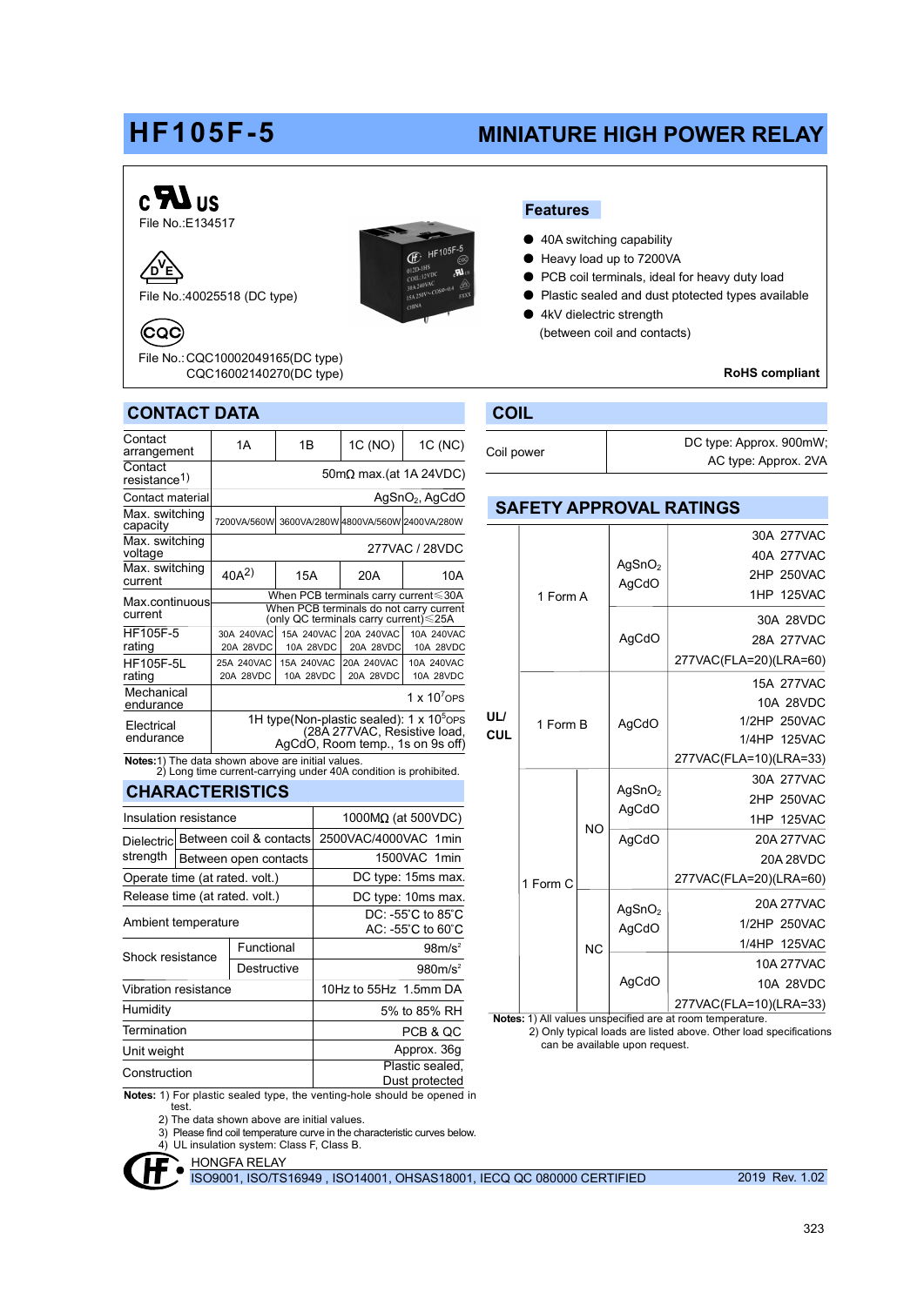# HF105F-5 MINIATURE HIGH POWER RELAY

File No.:E134517

File No.:40025518 (DC type)

File No.: CQC10002049165(DC type)
CQC16002140270(DC type)

## Features

- 40A switching capability
- Heavy load up to 7200VA
- PCB coil terminals, ideal for heavy duty load
- Plastic sealed and dust protected types available
- 4kV dielectric strength (between coil and contacts)

**RoHS compliant**

## CONTACT DATA

| Contact arrangement | 1A | 1B | 1C (NO) | 1C (NC) |
|---|---|---|---|---|
| Contact resistance[1] | 50mΩ max.(at 1A 24VDC) | | | |
| Contact material | $AgSnO_2$, AgCdO | | | |
| Max. switching capacity | 7200VA/560W | 3600VA/280W | 4800VA/560W | 2400VA/280W |
| Max. switching voltage | 277VAC / 28VDC | | | |
| Max. switching current | 40A[2] | 15A | 20A | 10A |
| Max.continuous current | When PCB terminals carry current≤30A; When PCB terminals do not carry current (only QC terminals carry current)≤25A | | | |
| HF105F-5 rating | 30A 240VAC 20A 28VDC | 15A 240VAC 10A 28VDC | 20A 240VAC 20A 28VDC | 10A 240VAC 10A 28VDC |
| HF105F-5L rating | 25A 240VAC 20A 28VDC | 15A 240VAC 10A 28VDC | 20A 240VAC 20A 28VDC | 10A 240VAC 10A 28VDC |
| Mechanical endurance | $1 \times 10^7$ OPS | | | |
| Electrical endurance | 1H type(Non-plastic sealed): $1 \times 10^5$ OPS (28A 277VAC, Resistive load, AgCdO, Room temp., 1s on 9s off) | | | |

**Notes:**1) The data shown above are initial values.
2) Long time current-carrying under 40A condition is prohibited.

## CHARACTERISTICS

| Item | | Value |
|---|---|---|
| Insulation resistance | | 1000MΩ (at 500VDC) |
| Dielectric strength | Between coil & contacts | 2500VAC/4000VAC 1min |
| | Between open contacts | 1500VAC 1min |
| Operate time (at rated. volt.) | | DC type: 15ms max. |
| Release time (at rated. volt.) | | DC type: 10ms max. |
| Ambient temperature | | DC: -55°C to 85°C; AC: -55°C to 60°C |
| Shock resistance | Functional | 98m/s² |
| | Destructive | 980m/s² |
| Vibration resistance | | 10Hz to 55Hz 1.5mm DA |
| Humidity | | 5% to 85% RH |
| Termination | | PCB & QC |
| Unit weight | | Approx. 36g |
| Construction | | Plastic sealed, Dust protected |

**Notes:** 1) For plastic sealed type, the venting-hole should be opened in test.
2) The data shown above are initial values.
3) Please find coil temperature curve in the characteristic curves below.
4) UL insulation system: Class F, Class B.

## COIL

| Coil power | DC type: Approx. 900mW; AC type: Approx. 2VA |
|---|---|

## SAFETY APPROVAL RATINGS

| | | | Material | Ratings |
|---|---|---|---|---|
| UL/ CUL | 1 Form A | | $AgSnO_2$ AgCdO | 30A 277VAC; 40A 277VAC; 2HP 250VAC; 1HP 125VAC |
| | | | AgCdO | 30A 28VDC; 28A 277VAC; 277VAC(FLA=20)(LRA=60) |
| | 1 Form B | | AgCdO | 15A 277VAC; 10A 28VDC; 1/2HP 250VAC; 1/4HP 125VAC; 277VAC(FLA=10)(LRA=33) |
| | 1 Form C | NO | $AgSnO_2$ AgCdO | 30A 277VAC; 2HP 250VAC; 1HP 125VAC |
| | | | AgCdO | 20A 277VAC; 20A 28VDC; 277VAC(FLA=20)(LRA=60) |
| | | NC | $AgSnO_2$ AgCdO | 20A 277VAC; 1/2HP 250VAC; 1/4HP 125VAC |
| | | | AgCdO | 10A 277VAC; 10A 28VDC; 277VAC(FLA=10)(LRA=33) |

**Notes:** 1) All values unspecified are at room temperature.
2) Only typical loads are listed above. Other load specifications can be available upon request.

HONGFA RELAY
ISO9001, ISO/TS16949 , ISO14001, OHSAS18001, IECQ QC 080000 CERTIFIED — 2019 Rev. 1.02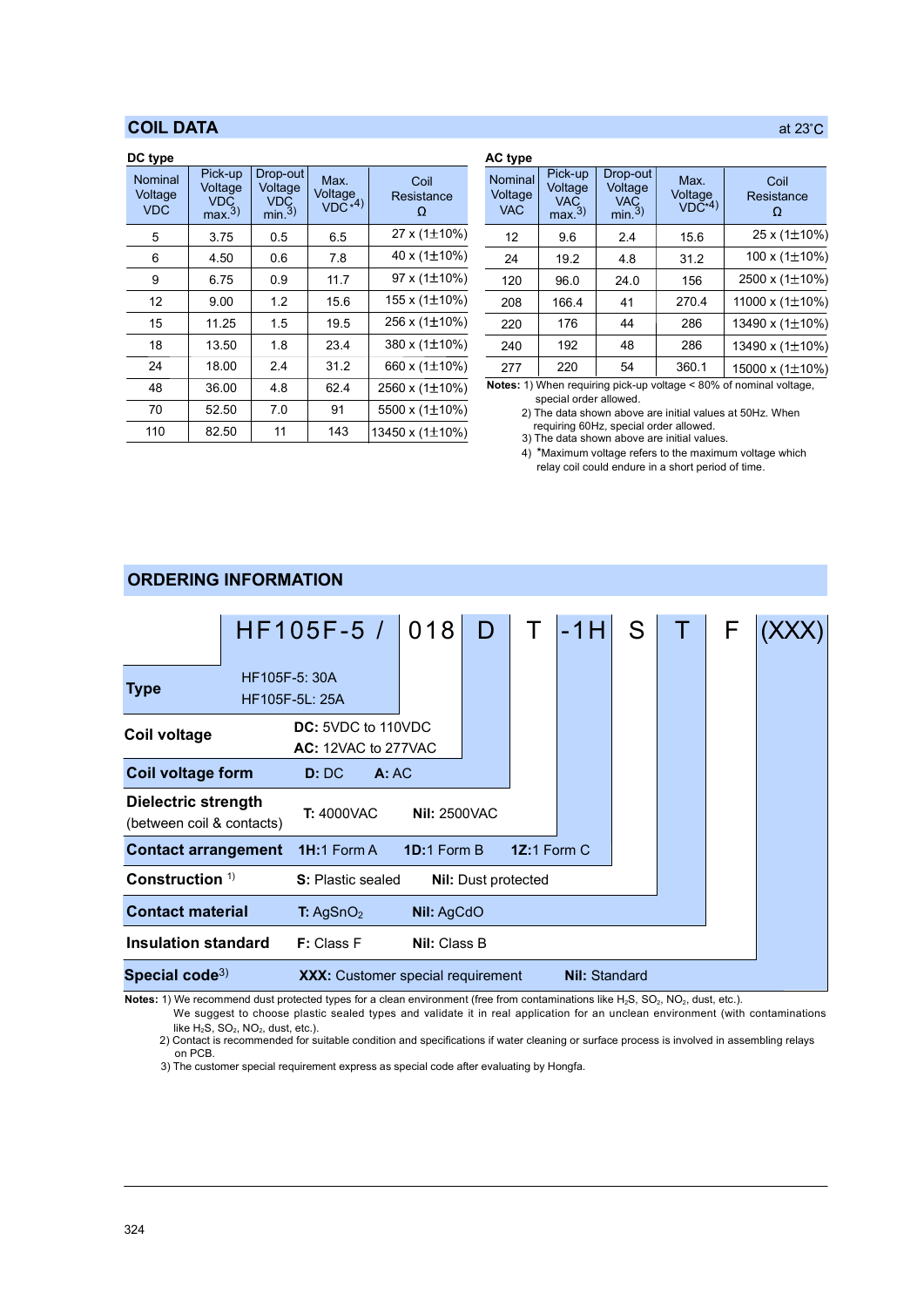## COIL DATA

at 23°C

**DC type**

| Nominal Voltage VDC | Pick-up Voltage VDC max.3) | Drop-out Voltage VDC min.3) | Max. Voltage VDC *4) | Coil Resistance Ω |
|---|---|---|---|---|
| 5 | 3.75 | 0.5 | 6.5 | 27 x (1±10%) |
| 6 | 4.50 | 0.6 | 7.8 | 40 x (1±10%) |
| 9 | 6.75 | 0.9 | 11.7 | 97 x (1±10%) |
| 12 | 9.00 | 1.2 | 15.6 | 155 x (1±10%) |
| 15 | 11.25 | 1.5 | 19.5 | 256 x (1±10%) |
| 18 | 13.50 | 1.8 | 23.4 | 380 x (1±10%) |
| 24 | 18.00 | 2.4 | 31.2 | 660 x (1±10%) |
| 48 | 36.00 | 4.8 | 62.4 | 2560 x (1±10%) |
| 70 | 52.50 | 7.0 | 91 | 5500 x (1±10%) |
| 110 | 82.50 | 11 | 143 | 13450 x (1±10%) |

**AC type**

| Nominal Voltage VAC | Pick-up Voltage VAC max.3) | Drop-out Voltage VAC min.3) | Max. Voltage VDC*4) | Coil Resistance Ω |
|---|---|---|---|---|
| 12 | 9.6 | 2.4 | 15.6 | 25 x (1±10%) |
| 24 | 19.2 | 4.8 | 31.2 | 100 x (1±10%) |
| 120 | 96.0 | 24.0 | 156 | 2500 x (1±10%) |
| 208 | 166.4 | 41 | 270.4 | 11000 x (1±10%) |
| 220 | 176 | 44 | 286 | 13490 x (1±10%) |
| 240 | 192 | 48 | 286 | 13490 x (1±10%) |
| 277 | 220 | 54 | 360.1 | 15000 x (1±10%) |

**Notes:** 1) When requiring pick-up voltage < 80% of nominal voltage, special order allowed.
2) The data shown above are initial values at 50Hz. When requiring 60Hz, special order allowed.
3) The data shown above are initial values.
4) *Maximum voltage refers to the maximum voltage which relay coil could endure in a short period of time.

## ORDERING INFORMATION

HF105F-5 / 018 D T -1H S T F (XXX)

| | | |
|---|---|---|
| **Type** | HF105F-5: 30A<br>HF105F-5L: 25A | |
| **Coil voltage** | **DC:** 5VDC to 110VDC<br>**AC:** 12VAC to 277VAC | |
| **Coil voltage form** | **D:** DC | **A:** AC |
| **Dielectric strength** (between coil & contacts) | **T:** 4000VAC | **Nil:** 2500VAC |
| **Contact arrangement** | **1H:**1 Form A | **1D:**1 Form B &nbsp; **1Z:**1 Form C |
| **Construction** 1) | **S:** Plastic sealed | **Nil:** Dust protected |
| **Contact material** | **T:** $AgSnO_2$ | **Nil:** AgCdO |
| **Insulation standard** | **F:** Class F | **Nil:** Class B |
| **Special code**3) | **XXX:** Customer special requirement | **Nil:** Standard |

**Notes:** 1) We recommend dust protected types for a clean environment (free from contaminations like $H_2S$, $SO_2$, $NO_2$, dust, etc.).
We suggest to choose plastic sealed types and validate it in real application for an unclean environment (with contaminations like $H_2S$, $SO_2$, $NO_2$, dust, etc.).
2) Contact is recommended for suitable condition and specifications if water cleaning or surface process is involved in assembling relays on PCB.
3) The customer special requirement express as special code after evaluating by Hongfa.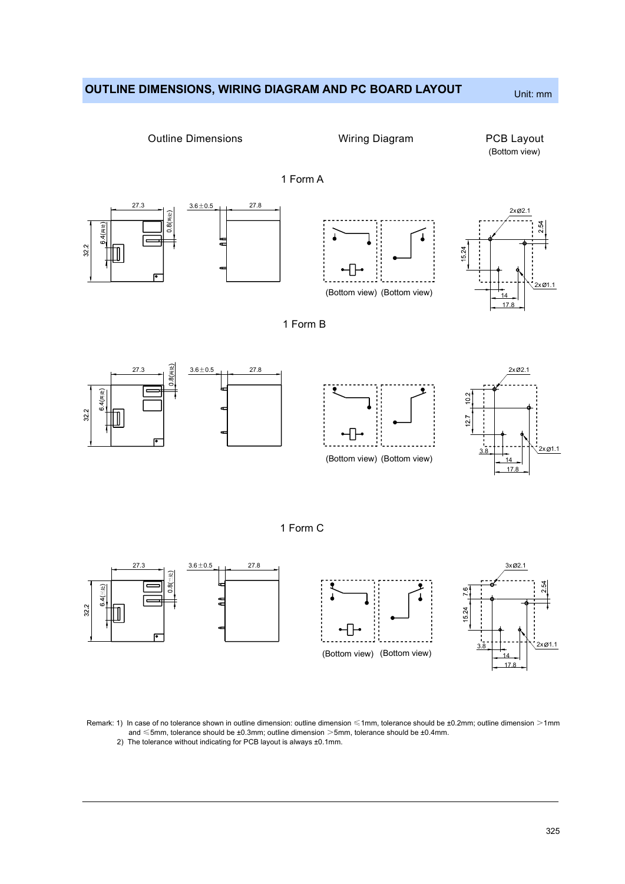## OUTLINE DIMENSIONS, WIRING DIAGRAM AND PC BOARD LAYOUT

Unit: mm

Outline Dimensions | Wiring Diagram | PCB Layout (Bottom view)

### 1 Form A

(Bottom view) (Bottom view)

### 1 Form B

(Bottom view) (Bottom view)

### 1 Form C

(Bottom view) (Bottom view)

Remark: 1) In case of no tolerance shown in outline dimension: outline dimension ≤1mm, tolerance should be ±0.2mm; outline dimension >1mm and ≤5mm, tolerance should be ±0.3mm; outline dimension >5mm, tolerance should be ±0.4mm.

2) The tolerance without indicating for PCB layout is always ±0.1mm.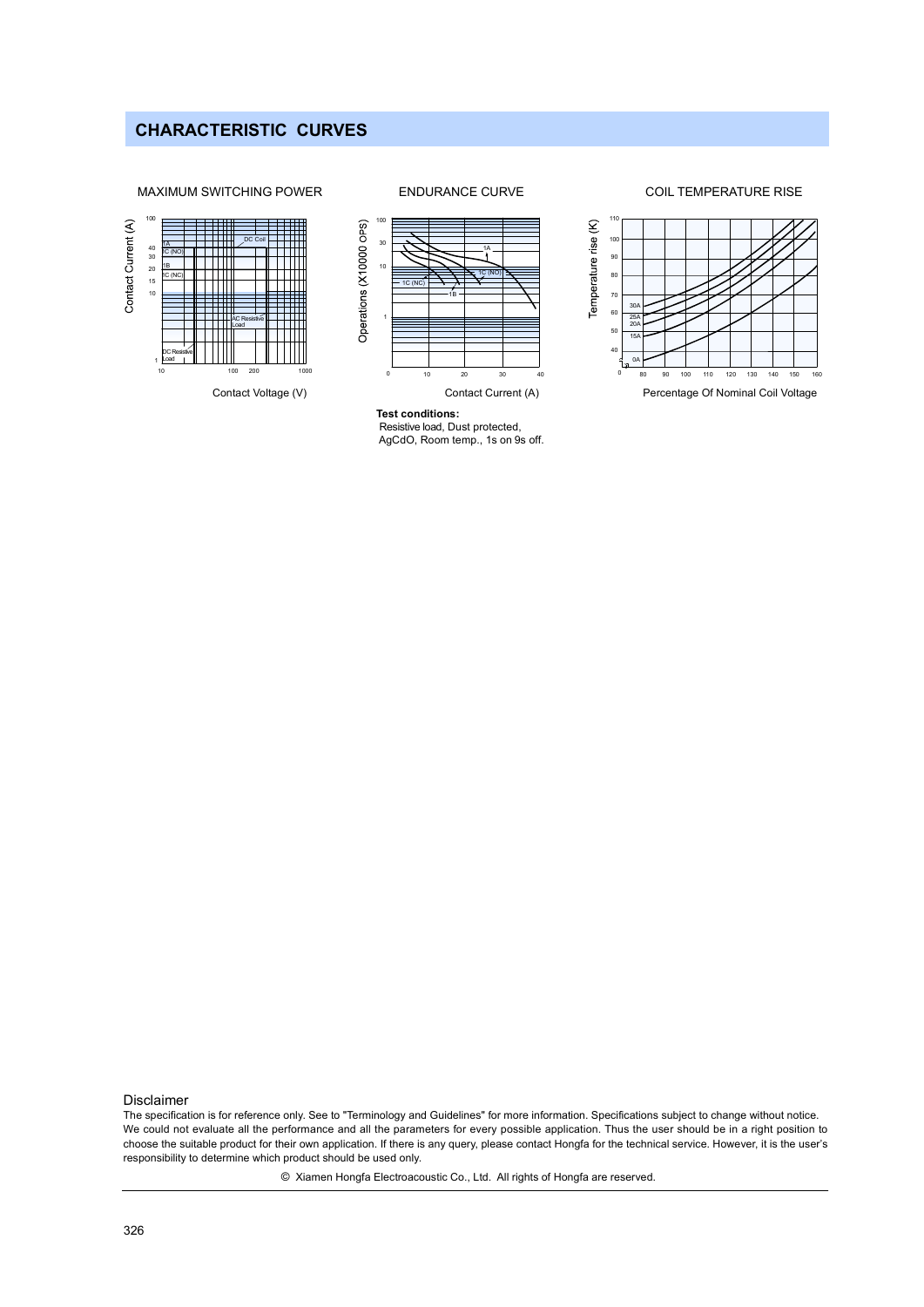## CHARACTERISTIC CURVES

MAXIMUM SWITCHING POWER

Contact Current (A)

100
40
30
20
15
10
1

1A
1C (NO)
1B
1C (NC)
DC Coil
AC Resistive Load
DC Resistive Load

10
100
200
1000

Contact Voltage (V)

ENDURANCE CURVE

Operations (X10000 OPS)

100
30
10
1

1A
1C (NO)
1C (NC)
1B

0
10
20
30
40

Contact Current (A)

**Test conditions:**
Resistive load, Dust protected,
AgCdO, Room temp., 1s on 9s off.

COIL TEMPERATURE RISE

Temperature rise (K)

110
100
90
80
70
60
50
40
0

30A
25A
20A
15A
0A

80
90
100
110
120
130
140
150
160

Percentage Of Nominal Coil Voltage

Disclaimer

The specification is for reference only. See to "Terminology and Guidelines" for more information. Specifications subject to change without notice. We could not evaluate all the performance and all the parameters for every possible application. Thus the user should be in a right position to choose the suitable product for their own application. If there is any query, please contact Hongfa for the technical service. However, it is the user's responsibility to determine which product should be used only.

© Xiamen Hongfa Electroacoustic Co., Ltd. All rights of Hongfa are reserved.